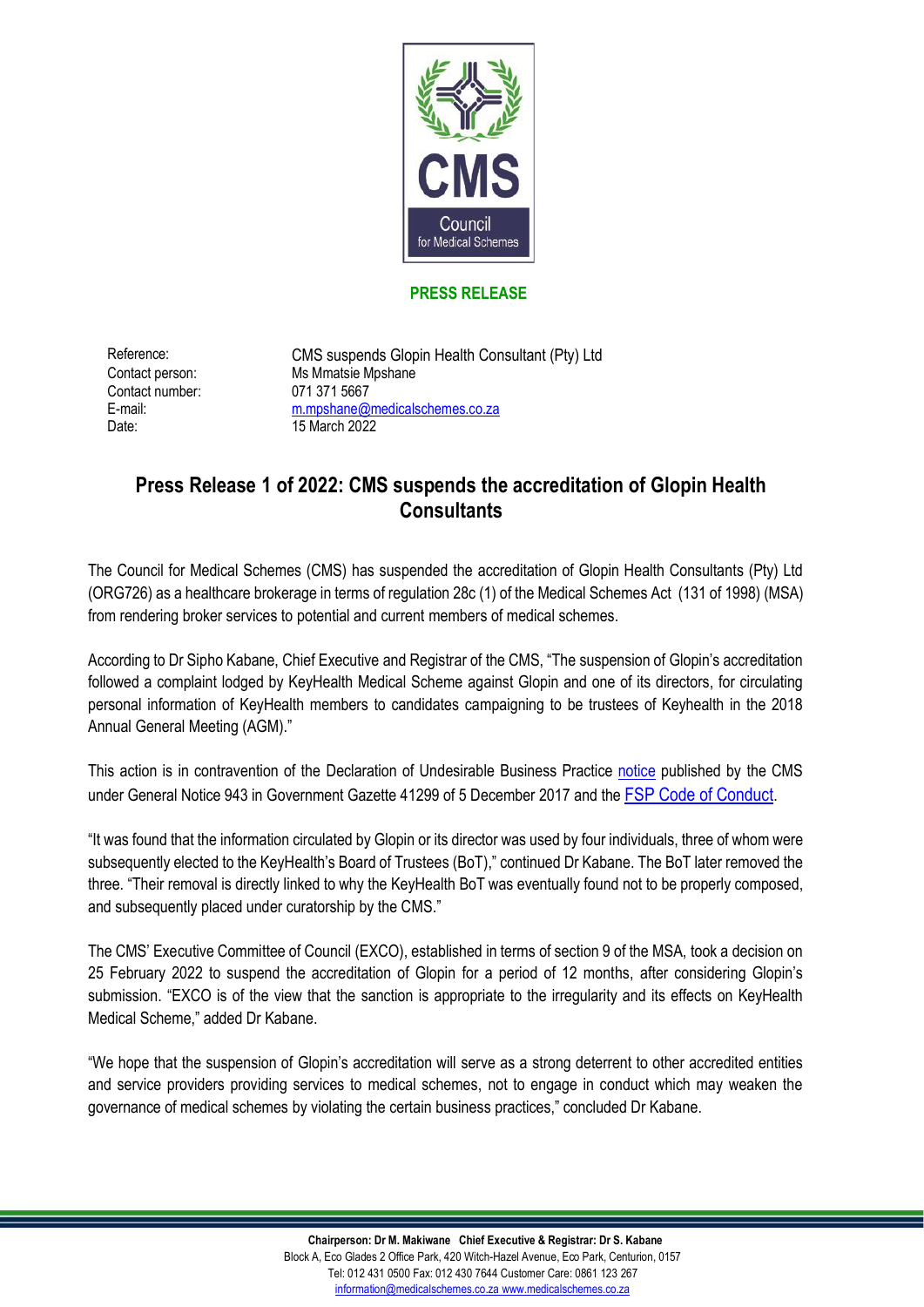**PRESS RELEASE**

| | |
|---|---|
| Reference: | CMS suspends Glopin Health Consultant (Pty) Ltd |
| Contact person: | Ms Mmatsie Mpshane |
| Contact number: | 071 371 5667 |
| E-mail: | m.mpshane@medicalschemes.co.za |
| Date: | 15 March 2022 |

# Press Release 1 of 2022: CMS suspends the accreditation of Glopin Health Consultants

The Council for Medical Schemes (CMS) has suspended the accreditation of Glopin Health Consultants (Pty) Ltd (ORG726) as a healthcare brokerage in terms of regulation 28c (1) of the Medical Schemes Act (131 of 1998) (MSA) from rendering broker services to potential and current members of medical schemes.

According to Dr Sipho Kabane, Chief Executive and Registrar of the CMS, "The suspension of Glopin's accreditation followed a complaint lodged by KeyHealth Medical Scheme against Glopin and one of its directors, for circulating personal information of KeyHealth members to candidates campaigning to be trustees of Keyhealth in the 2018 Annual General Meeting (AGM)."

This action is in contravention of the Declaration of Undesirable Business Practice notice published by the CMS under General Notice 943 in Government Gazette 41299 of 5 December 2017 and the FSP Code of Conduct.

"It was found that the information circulated by Glopin or its director was used by four individuals, three of whom were subsequently elected to the KeyHealth's Board of Trustees (BoT)," continued Dr Kabane. The BoT later removed the three. "Their removal is directly linked to why the KeyHealth BoT was eventually found not to be properly composed, and subsequently placed under curatorship by the CMS."

The CMS' Executive Committee of Council (EXCO), established in terms of section 9 of the MSA, took a decision on 25 February 2022 to suspend the accreditation of Glopin for a period of 12 months, after considering Glopin's submission. "EXCO is of the view that the sanction is appropriate to the irregularity and its effects on KeyHealth Medical Scheme," added Dr Kabane.

"We hope that the suspension of Glopin's accreditation will serve as a strong deterrent to other accredited entities and service providers providing services to medical schemes, not to engage in conduct which may weaken the governance of medical schemes by violating the certain business practices," concluded Dr Kabane.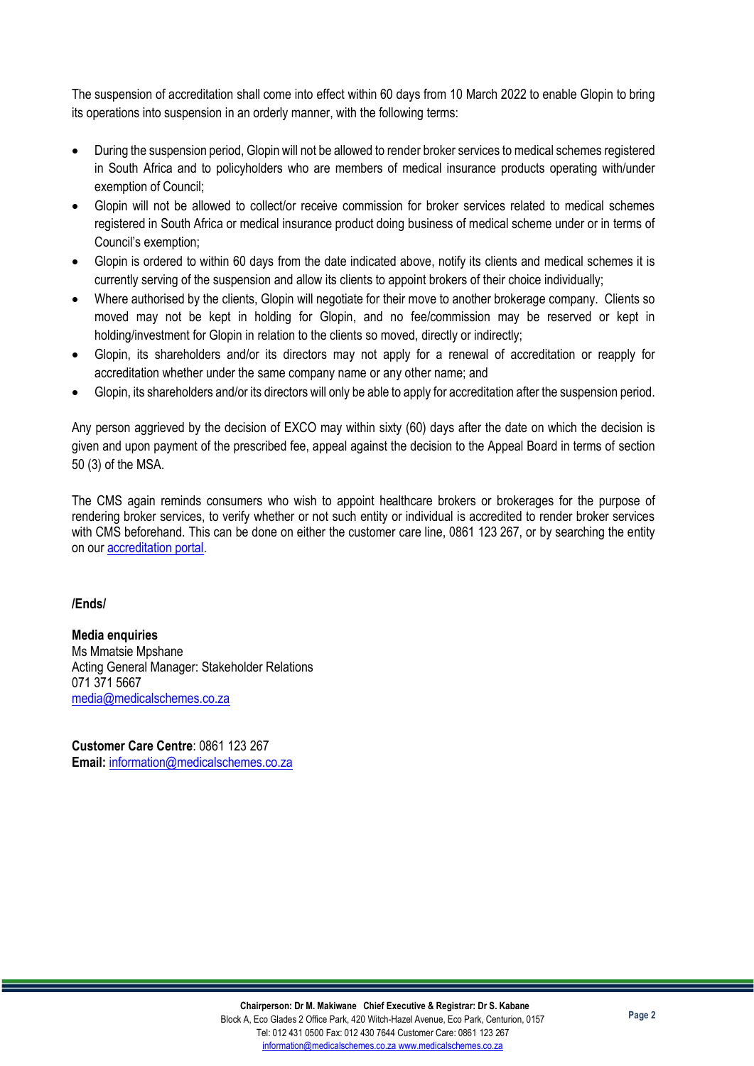The suspension of accreditation shall come into effect within 60 days from 10 March 2022 to enable Glopin to bring its operations into suspension in an orderly manner, with the following terms:

- During the suspension period, Glopin will not be allowed to render broker services to medical schemes registered in South Africa and to policyholders who are members of medical insurance products operating with/under exemption of Council;
- Glopin will not be allowed to collect/or receive commission for broker services related to medical schemes registered in South Africa or medical insurance product doing business of medical scheme under or in terms of Council's exemption;
- Glopin is ordered to within 60 days from the date indicated above, notify its clients and medical schemes it is currently serving of the suspension and allow its clients to appoint brokers of their choice individually;
- Where authorised by the clients, Glopin will negotiate for their move to another brokerage company. Clients so moved may not be kept in holding for Glopin, and no fee/commission may be reserved or kept in holding/investment for Glopin in relation to the clients so moved, directly or indirectly;
- Glopin, its shareholders and/or its directors may not apply for a renewal of accreditation or reapply for accreditation whether under the same company name or any other name; and
- Glopin, its shareholders and/or its directors will only be able to apply for accreditation after the suspension period.

Any person aggrieved by the decision of EXCO may within sixty (60) days after the date on which the decision is given and upon payment of the prescribed fee, appeal against the decision to the Appeal Board in terms of section 50 (3) of the MSA.

The CMS again reminds consumers who wish to appoint healthcare brokers or brokerages for the purpose of rendering broker services, to verify whether or not such entity or individual is accredited to render broker services with CMS beforehand. This can be done on either the customer care line, 0861 123 267, or by searching the entity on our accreditation portal.

**/Ends/**

**Media enquiries**
Ms Mmatsie Mpshane
Acting General Manager: Stakeholder Relations
071 371 5667
media@medicalschemes.co.za

**Customer Care Centre**: 0861 123 267
**Email:** information@medicalschemes.co.za